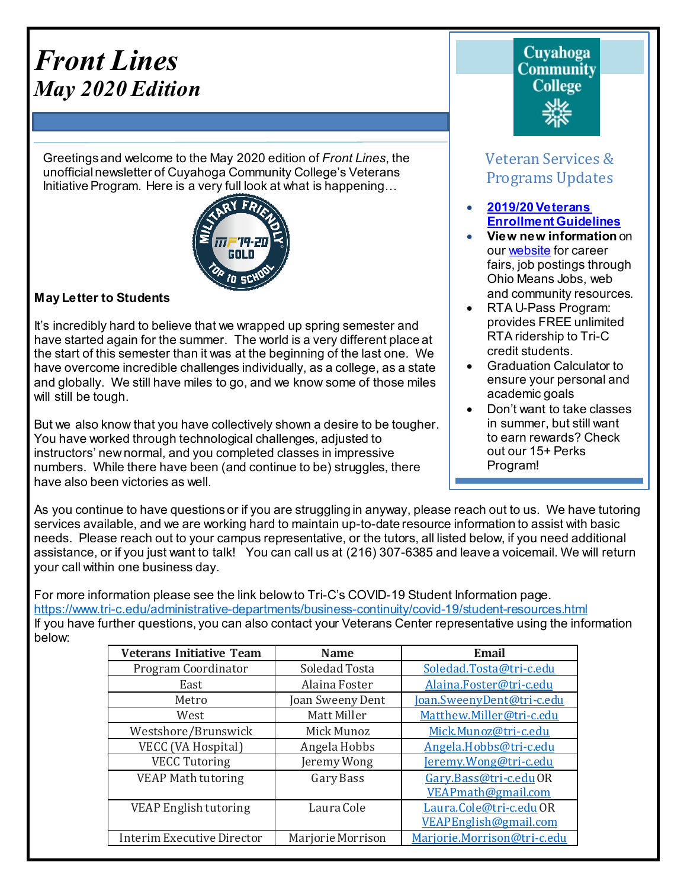# *Front Lines*
## *May 2020 Edition*

Greetings and welcome to the May 2020 edition of *Front Lines*, the unofficial newsletter of Cuyahoga Community College's Veterans Initiative Program. Here is a very full look at what is happening…

**May Letter to Students**

It's incredibly hard to believe that we wrapped up spring semester and have started again for the summer. The world is a very different place at the start of this semester than it was at the beginning of the last one. We have overcome incredible challenges individually, as a college, as a state and globally. We still have miles to go, and we know some of those miles will still be tough.

But we also know that you have collectively shown a desire to be tougher. You have worked through technological challenges, adjusted to instructors' new normal, and you completed classes in impressive numbers. While there have been (and continue to be) struggles, there have also been victories as well.

As you continue to have questions or if you are struggling in anyway, please reach out to us. We have tutoring services available, and we are working hard to maintain up-to-date resource information to assist with basic needs. Please reach out to your campus representative, or the tutors, all listed below, if you need additional assistance, or if you just want to talk! You can call us at (216) 307-6385 and leave a voicemail. We will return your call within one business day.

For more information please see the link below to Tri-C's COVID-19 Student Information page.
https://www.tri-c.edu/administrative-departments/business-continuity/covid-19/student-resources.html
If you have further questions, you can also contact your Veterans Center representative using the information below:

| Veterans Initiative Team | Name | Email |
|---|---|---|
| Program Coordinator | Soledad Tosta | Soledad.Tosta@tri-c.edu |
| East | Alaina Foster | Alaina.Foster@tri-c.edu |
| Metro | Joan Sweeny Dent | Joan.SweenyDent@tri-c.edu |
| West | Matt Miller | Matthew.Miller@tri-c.edu |
| Westshore/Brunswick | Mick Munoz | Mick.Munoz@tri-c.edu |
| VECC (VA Hospital) | Angela Hobbs | Angela.Hobbs@tri-c.edu |
| VECC Tutoring | Jeremy Wong | Jeremy.Wong@tri-c.edu |
| VEAP Math tutoring | Gary Bass | Gary.Bass@tri-c.edu OR VEAPmath@gmail.com |
| VEAP English tutoring | Laura Cole | Laura.Cole@tri-c.edu OR VEAPEnglish@gmail.com |
| Interim Executive Director | Marjorie Morrison | Marjorie.Morrison@tri-c.edu |

Cuyahoga Community College

### Veteran Services & Programs Updates

- **2019/20 Veterans Enrollment Guidelines**
- **View new information** on our website for career fairs, job postings through Ohio Means Jobs, web and community resources.
- RTA U-Pass Program: provides FREE unlimited RTA ridership to Tri-C credit students.
- Graduation Calculator to ensure your personal and academic goals
- Don't want to take classes in summer, but still want to earn rewards? Check out our 15+ Perks Program!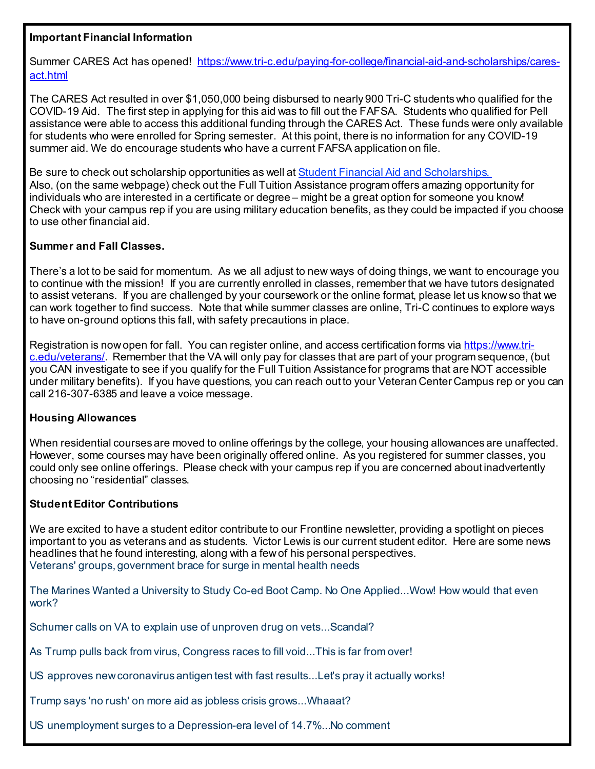**Important Financial Information**

Summer CARES Act has opened! [https://www.tri-c.edu/paying-for-college/financial-aid-and-scholarships/cares-act.html](https://www.tri-c.edu/paying-for-college/financial-aid-and-scholarships/cares-act.html)

The CARES Act resulted in over $1,050,000 being disbursed to nearly 900 Tri-C students who qualified for the COVID-19 Aid. The first step in applying for this aid was to fill out the FAFSA. Students who qualified for Pell assistance were able to access this additional funding through the CARES Act. These funds were only available for students who were enrolled for Spring semester. At this point, there is no information for any COVID-19 summer aid. We do encourage students who have a current FAFSA application on file.

Be sure to check out scholarship opportunities as well at [Student Financial Aid and Scholarships.](#)
Also, (on the same webpage) check out the Full Tuition Assistance program offers amazing opportunity for individuals who are interested in a certificate or degree – might be a great option for someone you know! Check with your campus rep if you are using military education benefits, as they could be impacted if you choose to use other financial aid.

**Summer and Fall Classes.**

There's a lot to be said for momentum. As we all adjust to new ways of doing things, we want to encourage you to continue with the mission! If you are currently enrolled in classes, remember that we have tutors designated to assist veterans. If you are challenged by your coursework or the online format, please let us know so that we can work together to find success. Note that while summer classes are online, Tri-C continues to explore ways to have on-ground options this fall, with safety precautions in place.

Registration is now open for fall. You can register online, and access certification forms via [https://www.tri-c.edu/veterans/](https://www.tri-c.edu/veterans/). Remember that the VA will only pay for classes that are part of your program sequence, (but you CAN investigate to see if you qualify for the Full Tuition Assistance for programs that are NOT accessible under military benefits). If you have questions, you can reach out to your Veteran Center Campus rep or you can call 216-307-6385 and leave a voice message.

**Housing Allowances**

When residential courses are moved to online offerings by the college, your housing allowances are unaffected. However, some courses may have been originally offered online. As you registered for summer classes, you could only see online offerings. Please check with your campus rep if you are concerned about inadvertently choosing no "residential" classes.

**Student Editor Contributions**

We are excited to have a student editor contribute to our Frontline newsletter, providing a spotlight on pieces important to you as veterans and as students. Victor Lewis is our current student editor. Here are some news headlines that he found interesting, along with a few of his personal perspectives.
Veterans' groups, government brace for surge in mental health needs

The Marines Wanted a University to Study Co-ed Boot Camp. No One Applied...Wow! How would that even work?

Schumer calls on VA to explain use of unproven drug on vets...Scandal?

As Trump pulls back from virus, Congress races to fill void...This is far from over!

US approves new coronavirus antigen test with fast results...Let's pray it actually works!

Trump says 'no rush' on more aid as jobless crisis grows...Whaaat?

US unemployment surges to a Depression-era level of 14.7%...No comment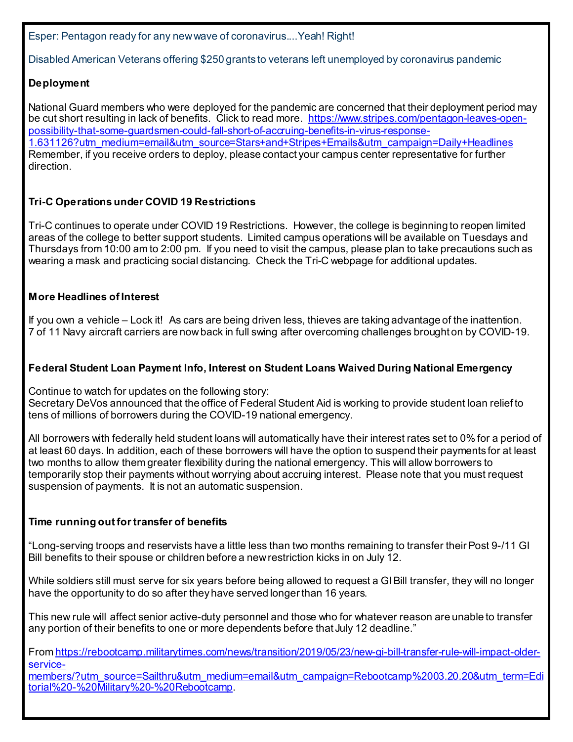Esper: Pentagon ready for any new wave of coronavirus....Yeah! Right!

Disabled American Veterans offering $250 grants to veterans left unemployed by coronavirus pandemic

**Deployment**

National Guard members who were deployed for the pandemic are concerned that their deployment period may be cut short resulting in lack of benefits. Click to read more. https://www.stripes.com/pentagon-leaves-open-possibility-that-some-guardsmen-could-fall-short-of-accruing-benefits-in-virus-response-1.631126?utm_medium=email&utm_source=Stars+and+Stripes+Emails&utm_campaign=Daily+Headlines
Remember, if you receive orders to deploy, please contact your campus center representative for further direction.

**Tri-C Operations under COVID 19 Restrictions**

Tri-C continues to operate under COVID 19 Restrictions. However, the college is beginning to reopen limited areas of the college to better support students. Limited campus operations will be available on Tuesdays and Thursdays from 10:00 am to 2:00 pm. If you need to visit the campus, please plan to take precautions such as wearing a mask and practicing social distancing. Check the Tri-C webpage for additional updates.

**More Headlines of Interest**

If you own a vehicle – Lock it! As cars are being driven less, thieves are taking advantage of the inattention.
7 of 11 Navy aircraft carriers are now back in full swing after overcoming challenges brought on by COVID-19.

**Federal Student Loan Payment Info, Interest on Student Loans Waived During National Emergency**

Continue to watch for updates on the following story:
Secretary DeVos announced that the office of Federal Student Aid is working to provide student loan relief to tens of millions of borrowers during the COVID-19 national emergency.

All borrowers with federally held student loans will automatically have their interest rates set to 0% for a period of at least 60 days. In addition, each of these borrowers will have the option to suspend their payments for at least two months to allow them greater flexibility during the national emergency. This will allow borrowers to temporarily stop their payments without worrying about accruing interest. Please note that you must request suspension of payments. It is not an automatic suspension.

**Time running out for transfer of benefits**

"Long-serving troops and reservists have a little less than two months remaining to transfer their Post 9-/11 GI Bill benefits to their spouse or children before a new restriction kicks in on July 12.

While soldiers still must serve for six years before being allowed to request a GI Bill transfer, they will no longer have the opportunity to do so after they have served longer than 16 years.

This new rule will affect senior active-duty personnel and those who for whatever reason are unable to transfer any portion of their benefits to one or more dependents before that July 12 deadline."

From https://rebootcamp.militarytimes.com/news/transition/2019/05/23/new-gi-bill-transfer-rule-will-impact-older-service-members/?utm_source=Sailthru&utm_medium=email&utm_campaign=Rebootcamp%2003.20.20&utm_term=Editorial%20-%20Military%20-%20Rebootcamp.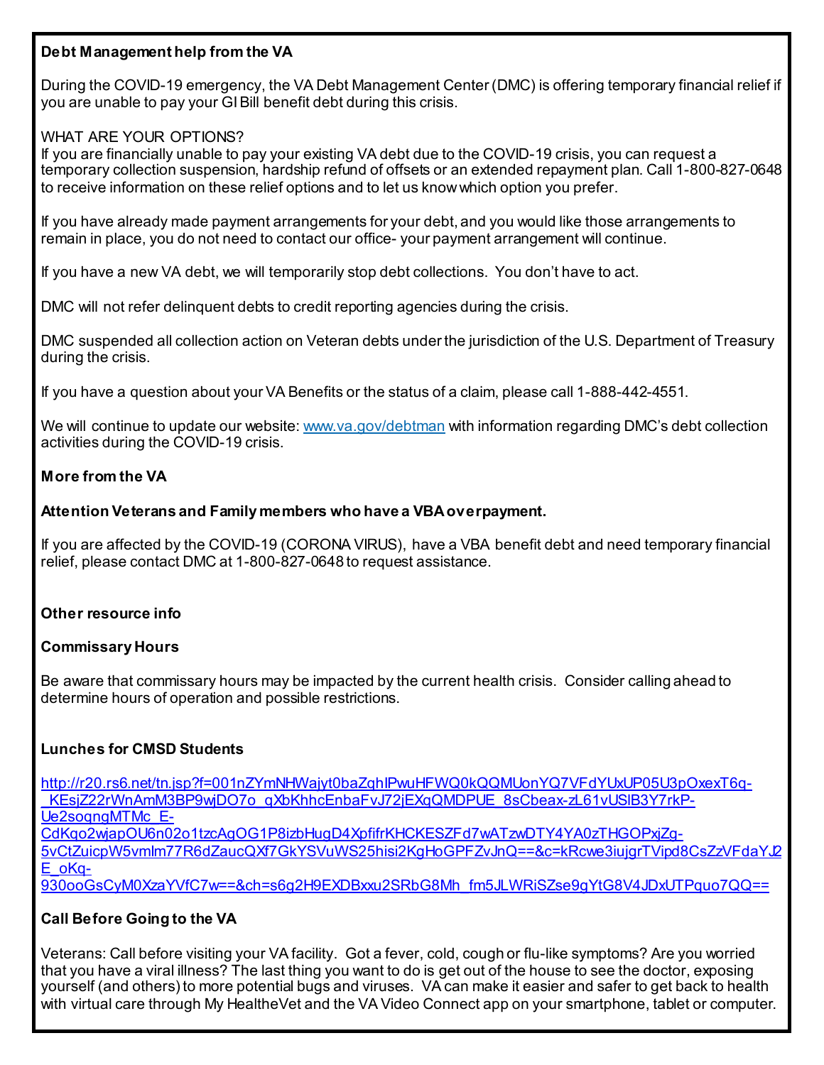**Debt Management help from the VA**

During the COVID-19 emergency, the VA Debt Management Center (DMC) is offering temporary financial relief if you are unable to pay your GI Bill benefit debt during this crisis.

WHAT ARE YOUR OPTIONS?
If you are financially unable to pay your existing VA debt due to the COVID-19 crisis, you can request a temporary collection suspension, hardship refund of offsets or an extended repayment plan. Call 1-800-827-0648 to receive information on these relief options and to let us know which option you prefer.

If you have already made payment arrangements for your debt, and you would like those arrangements to remain in place, you do not need to contact our office- your payment arrangement will continue.

If you have a new VA debt, we will temporarily stop debt collections. You don't have to act.

DMC will not refer delinquent debts to credit reporting agencies during the crisis.

DMC suspended all collection action on Veteran debts under the jurisdiction of the U.S. Department of Treasury during the crisis.

If you have a question about your VA Benefits or the status of a claim, please call 1-888-442-4551.

We will continue to update our website: www.va.gov/debtman with information regarding DMC's debt collection activities during the COVID-19 crisis.

**More from the VA**

**Attention Veterans and Family members who have a VBA overpayment.**

If you are affected by the COVID-19 (CORONA VIRUS), have a VBA benefit debt and need temporary financial relief, please contact DMC at 1-800-827-0648 to request assistance.

**Other resource info**

**Commissary Hours**

Be aware that commissary hours may be impacted by the current health crisis. Consider calling ahead to determine hours of operation and possible restrictions.

**Lunches for CMSD Students**

http://r20.rs6.net/tn.jsp?f=001nZYmNHWajyt0baZqhIPwuHFWQ0kQQMUonYQ7VFdYUxUP05U3pOxexT6q-_KEsjZ22rWnAmM3BP9wjDO7o_qXbKhhcEnbaFvJ72jEXqQMDPUE_8sCbeax-zL61vUSIB3Y7rkP-Ue2sogngMTMc_E-CdKgo2wjapOU6n02o1tzcAgOG1P8izbHugD4XpfifrKHCKESZFd7wATzwDTY4YA0zTHGOPxjZg-5vCtZuicpW5vmlm77R6dZaucQXf7GkYSVuWS25hisi2KgHoGPFZvJnQ==&c=kRcwe3iujgrTVipd8CsZzVFdaYJ2E_oKq-930ooGsCyM0XzaYVfC7w==&ch=s6g2H9EXDBxxu2SRbG8Mh_fm5JLWRiSZse9gYtG8V4JDxUTPquo7QQ==

**Call Before Going to the VA**

Veterans: Call before visiting your VA facility. Got a fever, cold, cough or flu-like symptoms? Are you worried that you have a viral illness? The last thing you want to do is get out of the house to see the doctor, exposing yourself (and others) to more potential bugs and viruses. VA can make it easier and safer to get back to health with virtual care through My HealtheVet and the VA Video Connect app on your smartphone, tablet or computer.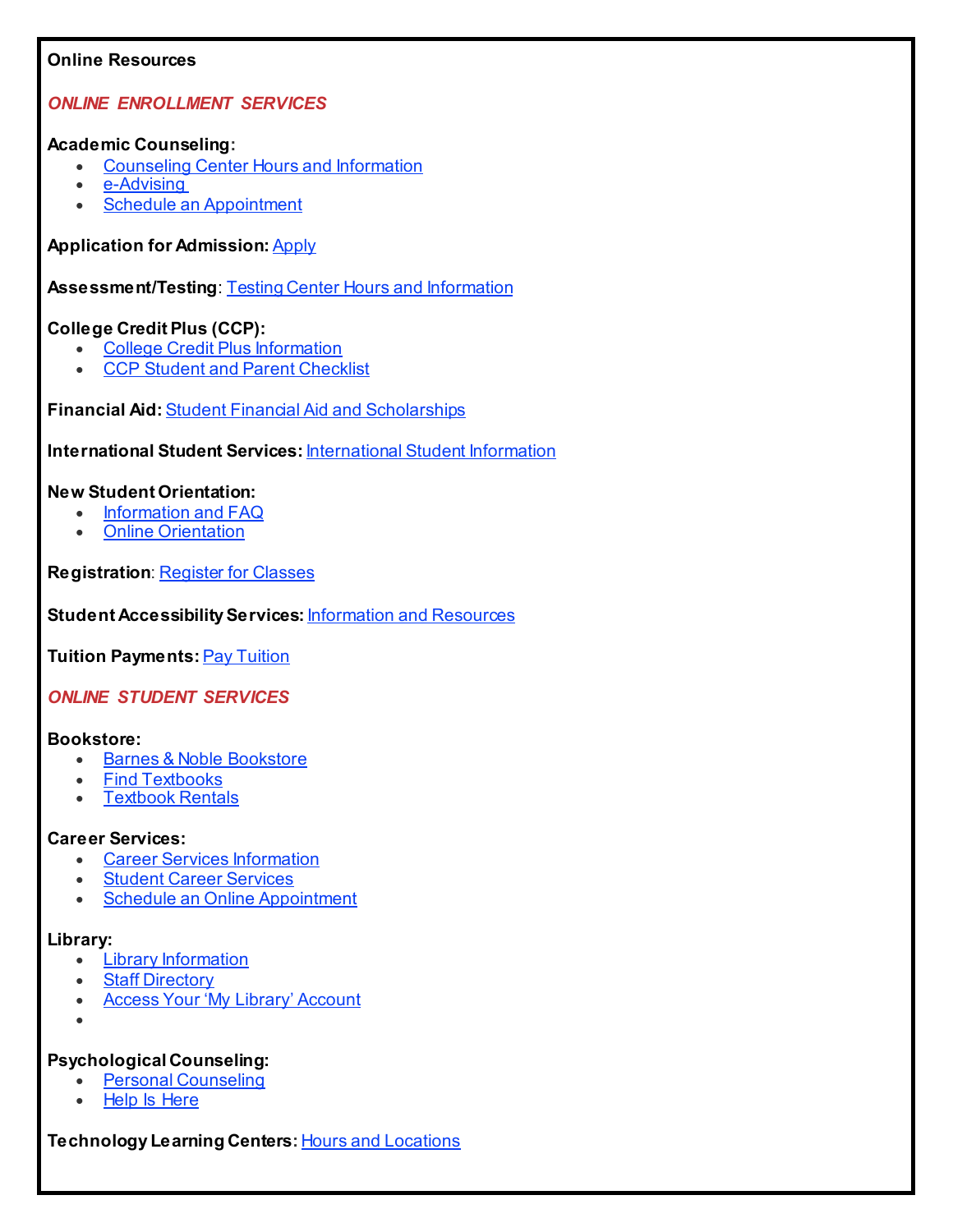**Online Resources**

***ONLINE ENROLLMENT SERVICES***

**Academic Counseling:**

- Counseling Center Hours and Information
- e-Advising
- Schedule an Appointment

**Application for Admission:** Apply

**Assessment/Testing**: Testing Center Hours and Information

**College Credit Plus (CCP):**

- College Credit Plus Information
- CCP Student and Parent Checklist

**Financial Aid:** Student Financial Aid and Scholarships

**International Student Services:** International Student Information

**New Student Orientation:**

- Information and FAQ
- Online Orientation

**Registration**: Register for Classes

**Student Accessibility Services:** Information and Resources

**Tuition Payments:** Pay Tuition

***ONLINE STUDENT SERVICES***

**Bookstore:**

- Barnes & Noble Bookstore
- Find Textbooks
- Textbook Rentals

**Career Services:**

- Career Services Information
- Student Career Services
- Schedule an Online Appointment

**Library:**

- Library Information
- Staff Directory
- Access Your 'My Library' Account

**Psychological Counseling:**

- Personal Counseling
- Help Is Here

**Technology Learning Centers**: Hours and Locations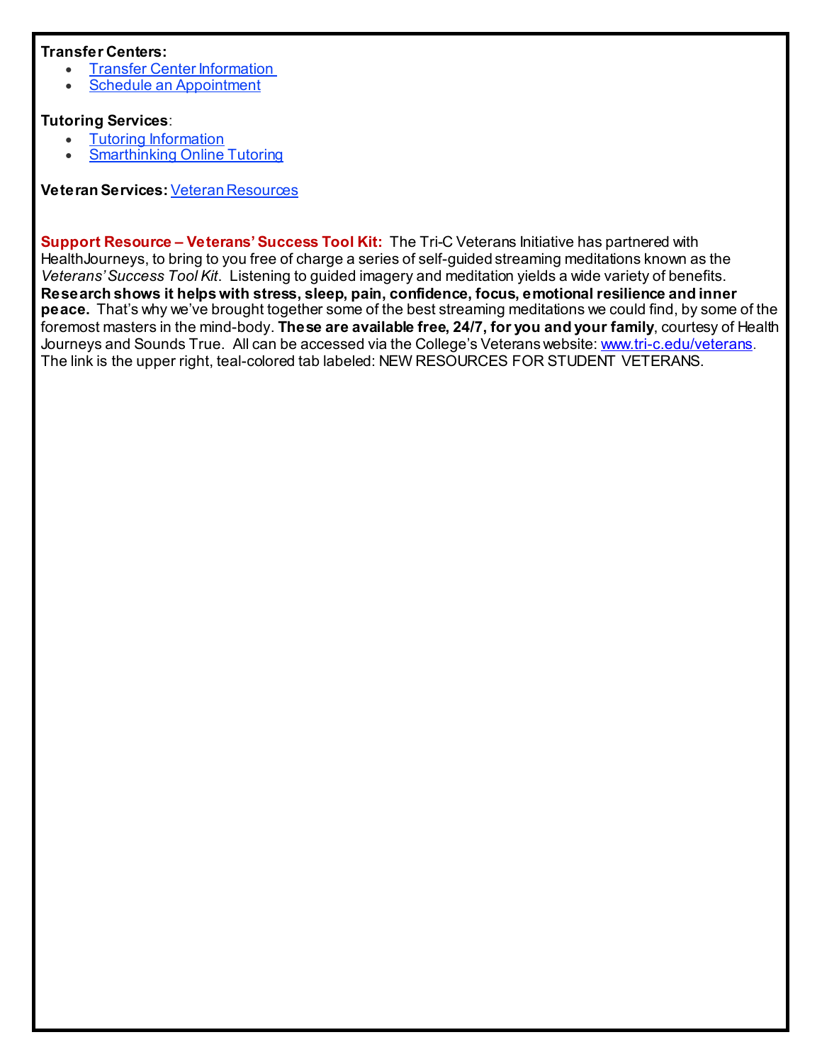**Transfer Centers:**

- [Transfer Center Information](#)
- [Schedule an Appointment](#)

**Tutoring Services**:

- [Tutoring Information](#)
- [Smarthinking Online Tutoring](#)

**Veteran Services:** [Veteran Resources](#)

**Support Resource – Veterans' Success Tool Kit:** The Tri-C Veterans Initiative has partnered with HealthJourneys, to bring to you free of charge a series of self-guided streaming meditations known as the *Veterans' Success Tool Kit*. Listening to guided imagery and meditation yields a wide variety of benefits. **Research shows it helps with stress, sleep, pain, confidence, focus, emotional resilience and inner peace.** That's why we've brought together some of the best streaming meditations we could find, by some of the foremost masters in the mind-body. **These are available free, 24/7, for you and your family**, courtesy of Health Journeys and Sounds True. All can be accessed via the College's Veterans website: [www.tri-c.edu/veterans](http://www.tri-c.edu/veterans). The link is the upper right, teal-colored tab labeled: NEW RESOURCES FOR STUDENT VETERANS.